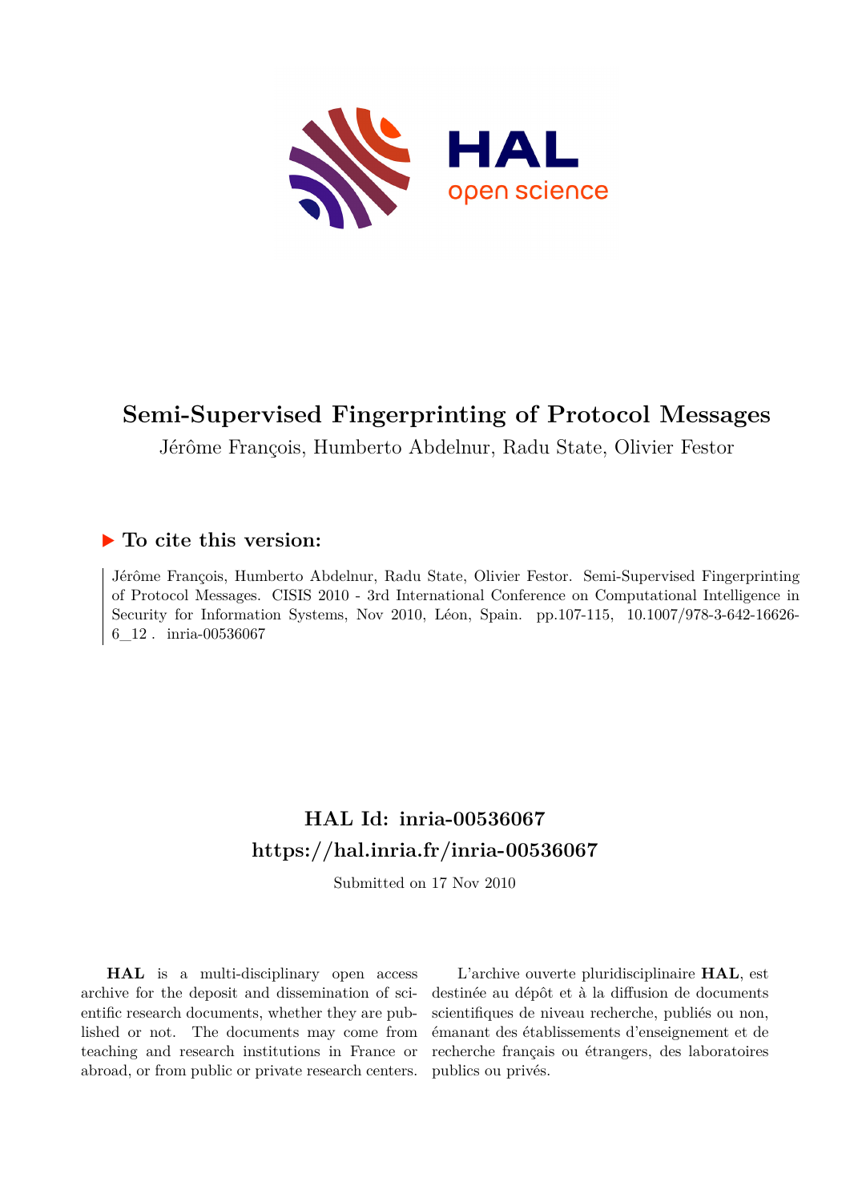# Semi-Supervised Fingerprinting of Protocol Messages

Jérôme François, Humberto Abdelnur, Radu State, Olivier Festor

## ▶ To cite this version:

Jérôme François, Humberto Abdelnur, Radu State, Olivier Festor. Semi-Supervised Fingerprinting of Protocol Messages. CISIS 2010 - 3rd International Conference on Computational Intelligence in Security for Information Systems, Nov 2010, Léon, Spain. pp.107-115, 10.1007/978-3-642-16626-6_12 . inria-00536067

## HAL Id: inria-00536067

## https://hal.inria.fr/inria-00536067

Submitted on 17 Nov 2010

**HAL** is a multi-disciplinary open access archive for the deposit and dissemination of scientific research documents, whether they are published or not. The documents may come from teaching and research institutions in France or abroad, or from public or private research centers.

L'archive ouverte pluridisciplinaire **HAL**, est destinée au dépôt et à la diffusion de documents scientifiques de niveau recherche, publiés ou non, émanant des établissements d'enseignement et de recherche français ou étrangers, des laboratoires publics ou privés.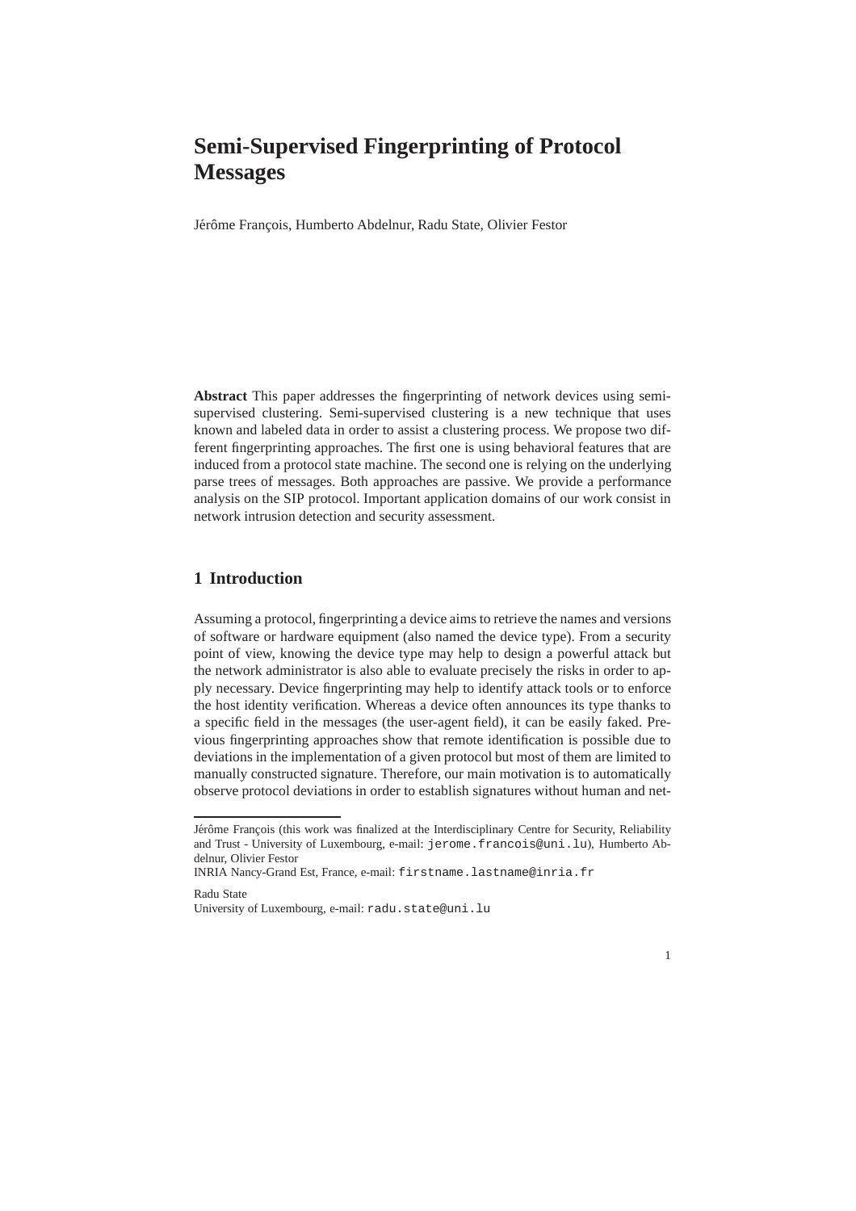# Semi-Supervised Fingerprinting of Protocol Messages

Jérôme François, Humberto Abdelnur, Radu State, Olivier Festor

**Abstract** This paper addresses the fingerprinting of network devices using semi-supervised clustering. Semi-supervised clustering is a new technique that uses known and labeled data in order to assist a clustering process. We propose two different fingerprinting approaches. The first one is using behavioral features that are induced from a protocol state machine. The second one is relying on the underlying parse trees of messages. Both approaches are passive. We provide a performance analysis on the SIP protocol. Important application domains of our work consist in network intrusion detection and security assessment.

## 1 Introduction

Assuming a protocol, fingerprinting a device aims to retrieve the names and versions of software or hardware equipment (also named the device type). From a security point of view, knowing the device type may help to design a powerful attack but the network administrator is also able to evaluate precisely the risks in order to apply necessary. Device fingerprinting may help to identify attack tools or to enforce the host identity verification. Whereas a device often announces its type thanks to a specific field in the messages (the user-agent field), it can be easily faked. Previous fingerprinting approaches show that remote identification is possible due to deviations in the implementation of a given protocol but most of them are limited to manually constructed signature. Therefore, our main motivation is to automatically observe protocol deviations in order to establish signatures without human and net-

---

Jérôme François (this work was finalized at the Interdisciplinary Centre for Security, Reliability and Trust - University of Luxembourg, e-mail: `jerome.francois@uni.lu`), Humberto Abdelnur, Olivier Festor
INRIA Nancy-Grand Est, France, e-mail: `firstname.lastname@inria.fr`

Radu State
University of Luxembourg, e-mail: `radu.state@uni.lu`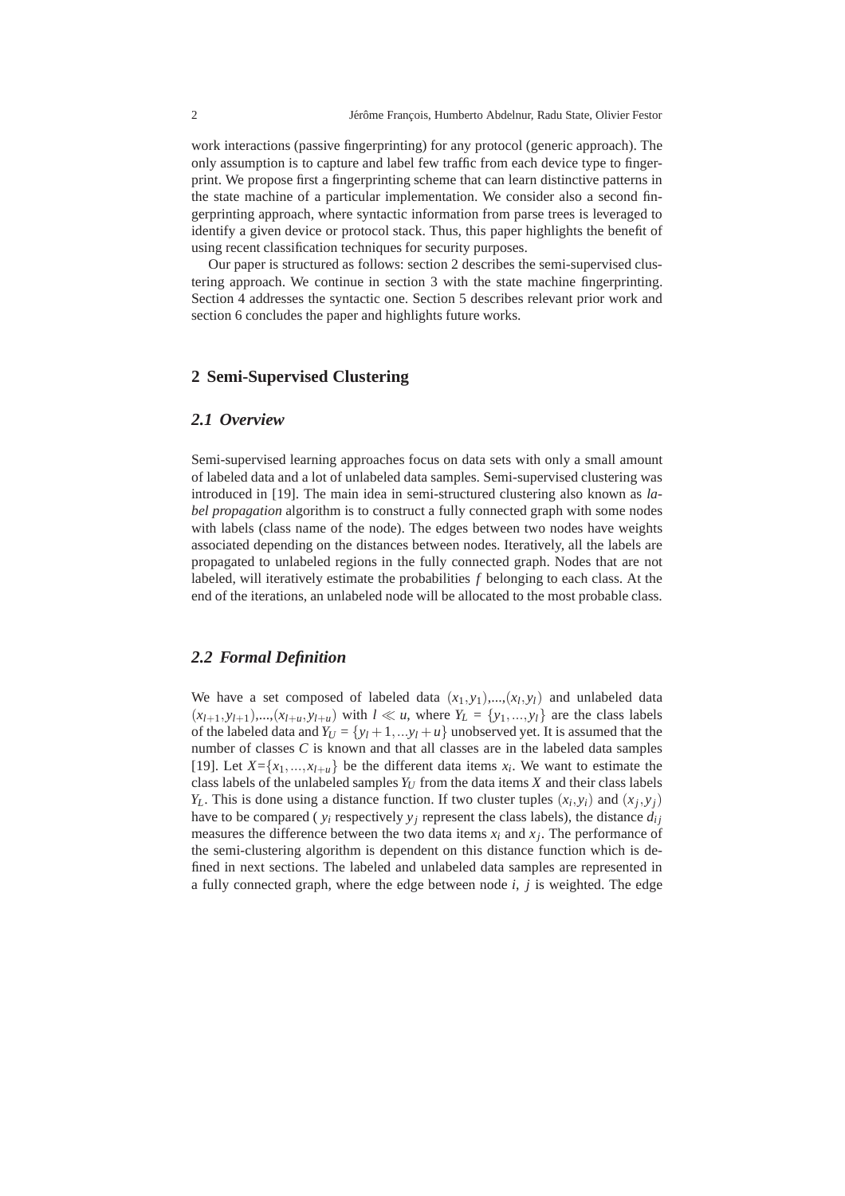work interactions (passive fingerprinting) for any protocol (generic approach). The only assumption is to capture and label few traffic from each device type to fingerprint. We propose first a fingerprinting scheme that can learn distinctive patterns in the state machine of a particular implementation. We consider also a second fingerprinting approach, where syntactic information from parse trees is leveraged to identify a given device or protocol stack. Thus, this paper highlights the benefit of using recent classification techniques for security purposes.

Our paper is structured as follows: section 2 describes the semi-supervised clustering approach. We continue in section 3 with the state machine fingerprinting. Section 4 addresses the syntactic one. Section 5 describes relevant prior work and section 6 concludes the paper and highlights future works.

## 2 Semi-Supervised Clustering

### 2.1 Overview

Semi-supervised learning approaches focus on data sets with only a small amount of labeled data and a lot of unlabeled data samples. Semi-supervised clustering was introduced in [19]. The main idea in semi-structured clustering also known as *label propagation* algorithm is to construct a fully connected graph with some nodes with labels (class name of the node). The edges between two nodes have weights associated depending on the distances between nodes. Iteratively, all the labels are propagated to unlabeled regions in the fully connected graph. Nodes that are not labeled, will iteratively estimate the probabilities $f$ belonging to each class. At the end of the iterations, an unlabeled node will be allocated to the most probable class.

### 2.2 Formal Definition

We have a set composed of labeled data $(x_1,y_1)$,...,$(x_l,y_l)$ and unlabeled data $(x_{l+1},y_{l+1})$,...,$(x_{l+u},y_{l+u})$ with $l \ll u$, where $Y_L = \{y_1,...,y_l\}$ are the class labels of the labeled data and $Y_U = \{y_l+1,...y_l+u\}$ unobserved yet. It is assumed that the number of classes $C$ is known and that all classes are in the labeled data samples [19]. Let $X$=$\{x_1,...,x_{l+u}\}$ be the different data items $x_i$. We want to estimate the class labels of the unlabeled samples $Y_U$ from the data items $X$ and their class labels $Y_L$. This is done using a distance function. If two cluster tuples $(x_i,y_i)$ and $(x_j,y_j)$ have to be compared ( $y_i$ respectively $y_j$ represent the class labels), the distance $d_{ij}$ measures the difference between the two data items $x_i$ and $x_j$. The performance of the semi-clustering algorithm is dependent on this distance function which is defined in next sections. The labeled and unlabeled data samples are represented in a fully connected graph, where the edge between node $i$, $j$ is weighted. The edge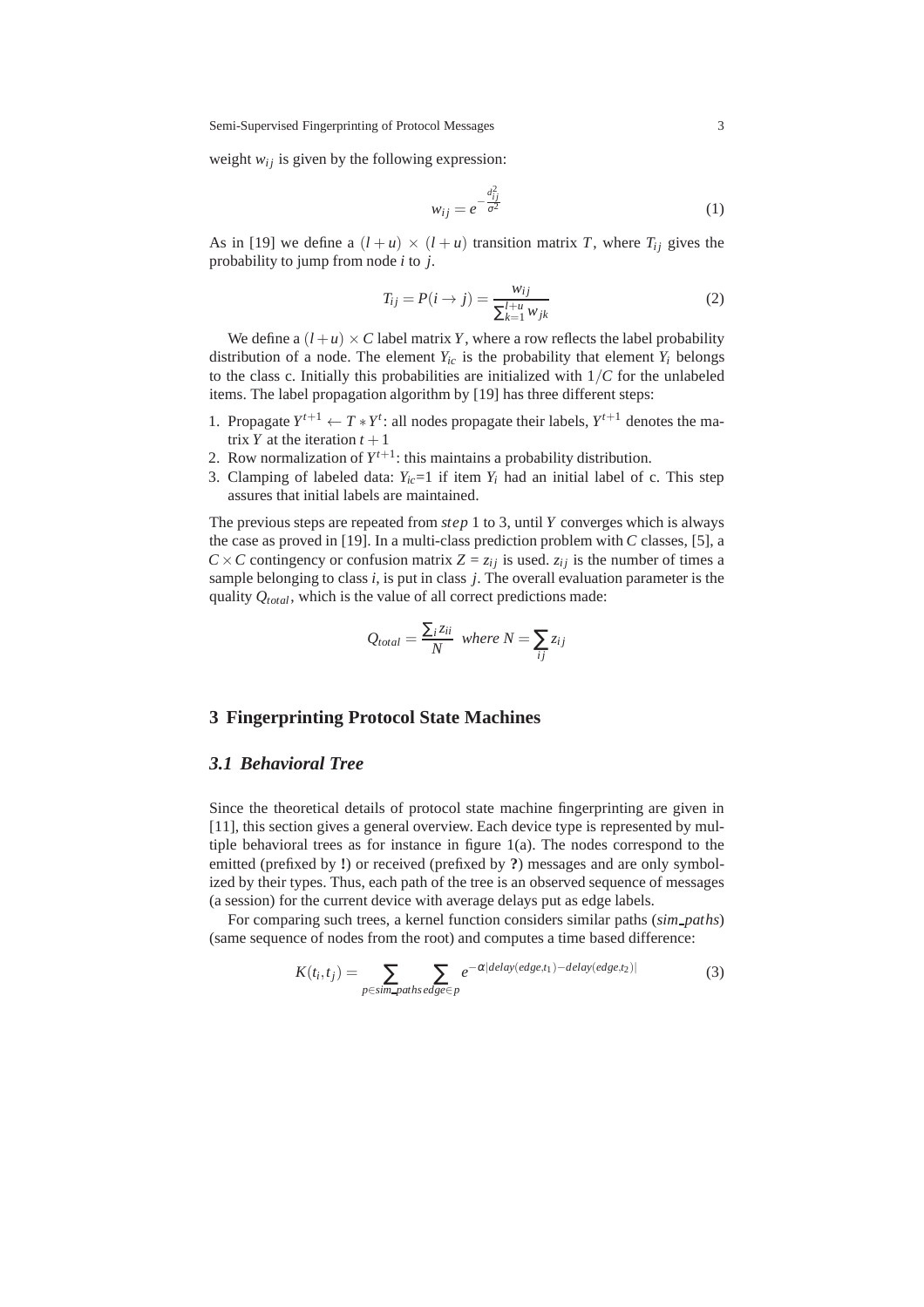weight $w_{ij}$ is given by the following expression:

$$w_{ij} = e^{-\frac{d_{ij}^2}{\sigma^2}} \tag{1}$$

As in [19] we define a $(l+u) \times (l+u)$ transition matrix $T$, where $T_{ij}$ gives the probability to jump from node $i$ to $j$.

$$T_{ij} = P(i \rightarrow j) = \frac{w_{ij}}{\sum_{k=1}^{l+u} w_{jk}} \tag{2}$$

We define a $(l+u) \times C$ label matrix $Y$, where a row reflects the label probability distribution of a node. The element $Y_{ic}$ is the probability that element $Y_i$ belongs to the class c. Initially this probabilities are initialized with $1/C$ for the unlabeled items. The label propagation algorithm by [19] has three different steps:

1. Propagate $Y^{t+1} \leftarrow T * Y^t$: all nodes propagate their labels, $Y^{t+1}$ denotes the matrix $Y$ at the iteration $t+1$
2. Row normalization of $Y^{t+1}$: this maintains a probability distribution.
3. Clamping of labeled data: $Y_{ic}$=1 if item $Y_i$ had an initial label of c. This step assures that initial labels are maintained.

The previous steps are repeated from *step* 1 to 3, until $Y$ converges which is always the case as proved in [19]. In a multi-class prediction problem with $C$ classes, [5], a $C \times C$ contingency or confusion matrix $Z = z_{ij}$ is used. $z_{ij}$ is the number of times a sample belonging to class $i$, is put in class $j$. The overall evaluation parameter is the quality $Q_{total}$, which is the value of all correct predictions made:

$$Q_{total} = \frac{\sum_i z_{ii}}{N} \;\; where \; N = \sum_{ij} z_{ij}$$

## 3 Fingerprinting Protocol State Machines

### 3.1 Behavioral Tree

Since the theoretical details of protocol state machine fingerprinting are given in [11], this section gives a general overview. Each device type is represented by multiple behavioral trees as for instance in figure 1(a). The nodes correspond to the emitted (prefixed by **!**) or received (prefixed by **?**) messages and are only symbolized by their types. Thus, each path of the tree is an observed sequence of messages (a session) for the current device with average delays put as edge labels.

For comparing such trees, a kernel function considers similar paths (*sim_paths*) (same sequence of nodes from the root) and computes a time based difference:

$$K(t_i,t_j) = \sum_{p \in sim\_paths} \sum_{edge \in p} e^{-\alpha |delay(edge,t_1) - delay(edge,t_2)|} \tag{3}$$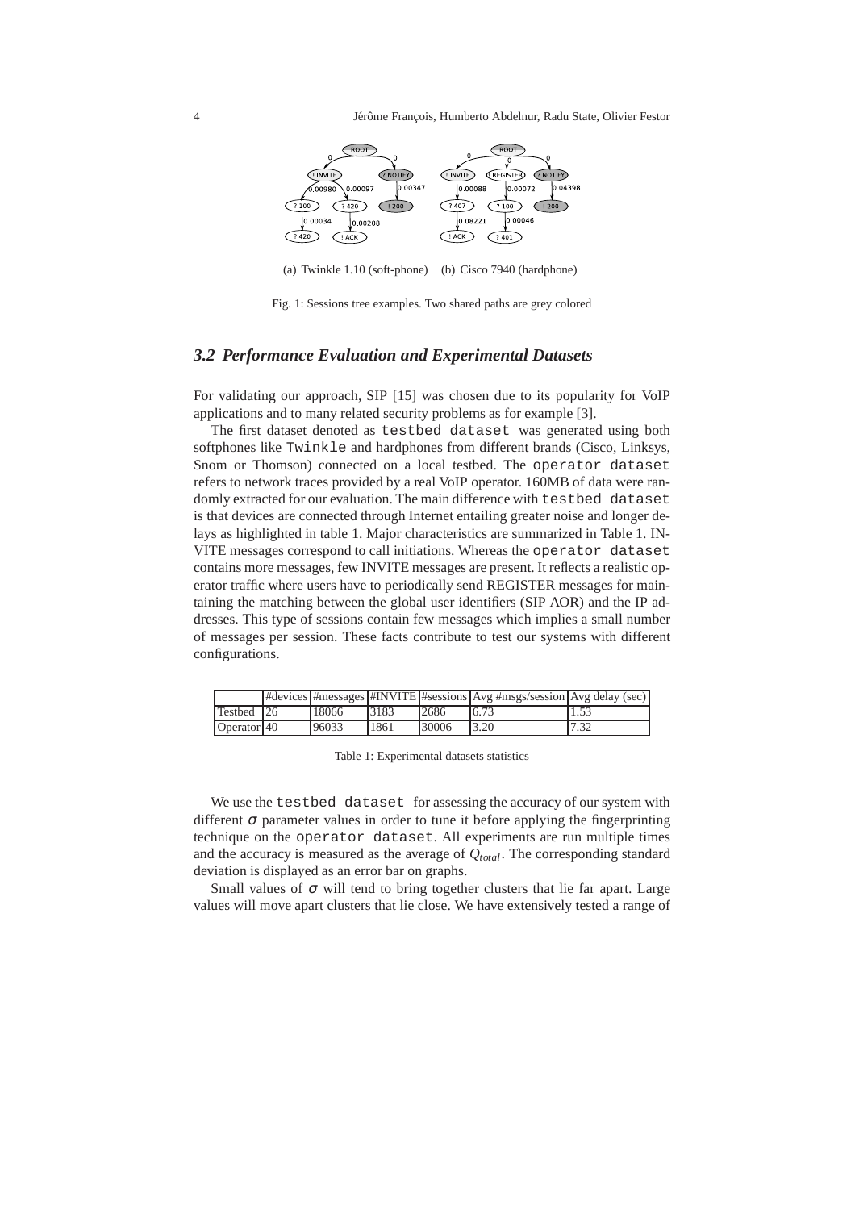(a) Twinkle 1.10 (soft-phone) (b) Cisco 7940 (hardphone)

Fig. 1: Sessions tree examples. Two shared paths are grey colored

### 3.2 Performance Evaluation and Experimental Datasets

For validating our approach, SIP [15] was chosen due to its popularity for VoIP applications and to many related security problems as for example [3].

The first dataset denoted as `testbed dataset` was generated using both softphones like `Twinkle` and hardphones from different brands (Cisco, Linksys, Snom or Thomson) connected on a local testbed. The `operator dataset` refers to network traces provided by a real VoIP operator. 160MB of data were randomly extracted for our evaluation. The main difference with `testbed dataset` is that devices are connected through Internet entailing greater noise and longer delays as highlighted in table 1. Major characteristics are summarized in Table 1. INVITE messages correspond to call initiations. Whereas the `operator dataset` contains more messages, few INVITE messages are present. It reflects a realistic operator traffic where users have to periodically send REGISTER messages for maintaining the matching between the global user identifiers (SIP AOR) and the IP addresses. This type of sessions contain few messages which implies a small number of messages per session. These facts contribute to test our systems with different configurations.

| | #devices | #messages | #INVITE | #sessions | Avg #msgs/session | Avg delay (sec) |
|---|---|---|---|---|---|---|
| Testbed | 26 | 18066 | 3183 | 2686 | 6.73 | 1.53 |
| Operator | 40 | 96033 | 1861 | 30006 | 3.20 | 7.32 |

Table 1: Experimental datasets statistics

We use the `testbed dataset` for assessing the accuracy of our system with different $\sigma$ parameter values in order to tune it before applying the fingerprinting technique on the `operator dataset`. All experiments are run multiple times and the accuracy is measured as the average of $Q_{total}$. The corresponding standard deviation is displayed as an error bar on graphs.

Small values of $\sigma$ will tend to bring together clusters that lie far apart. Large values will move apart clusters that lie close. We have extensively tested a range of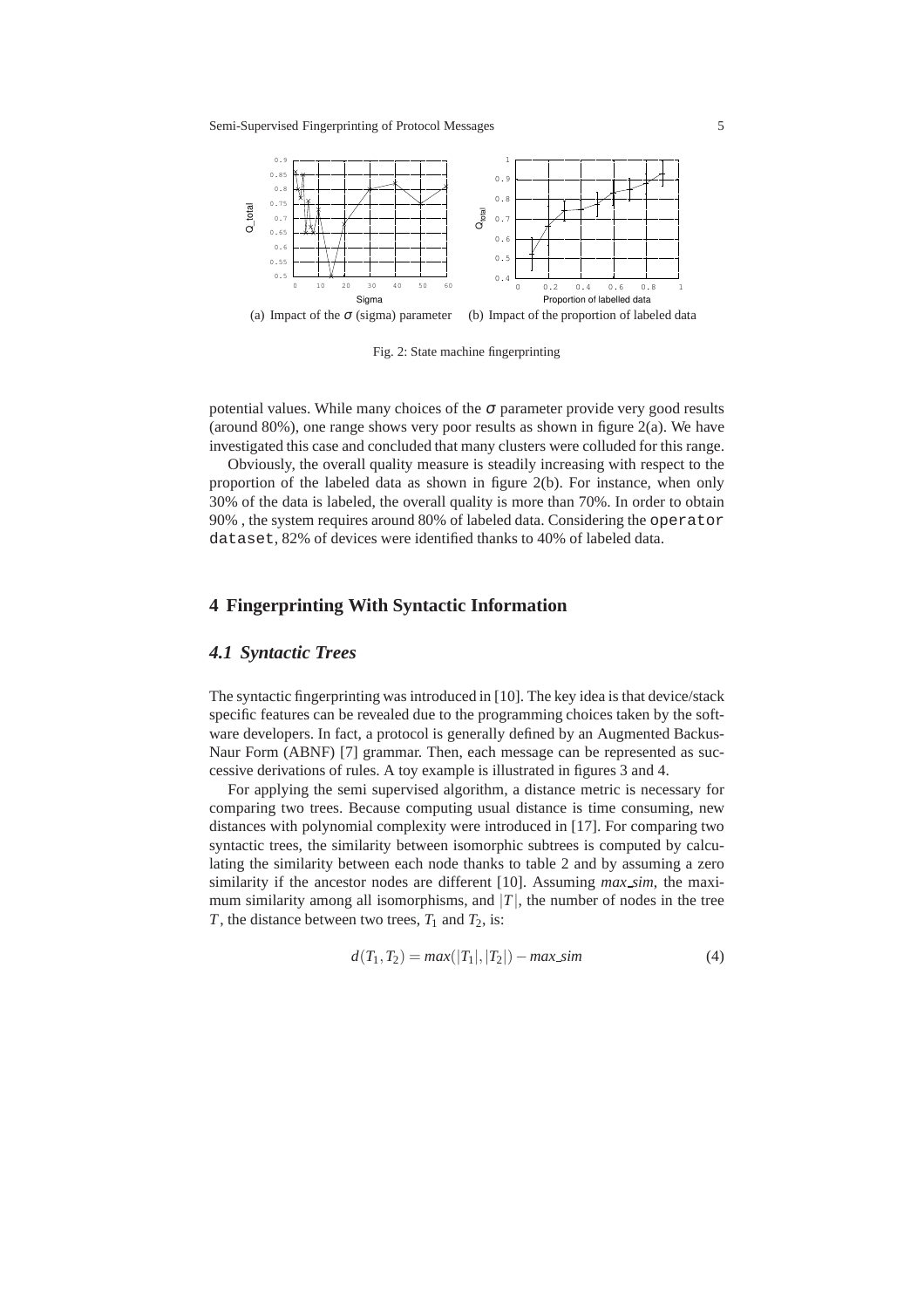(a) Impact of the $\sigma$ (sigma) parameter (b) Impact of the proportion of labeled data

Fig. 2: State machine fingerprinting

potential values. While many choices of the $\sigma$ parameter provide very good results (around 80%), one range shows very poor results as shown in figure 2(a). We have investigated this case and concluded that many clusters were colluded for this range.

Obviously, the overall quality measure is steadily increasing with respect to the proportion of the labeled data as shown in figure 2(b). For instance, when only 30% of the data is labeled, the overall quality is more than 70%. In order to obtain 90% , the system requires around 80% of labeled data. Considering the `operator dataset`, 82% of devices were identified thanks to 40% of labeled data.

## 4 Fingerprinting With Syntactic Information

### *4.1 Syntactic Trees*

The syntactic fingerprinting was introduced in [10]. The key idea is that device/stack specific features can be revealed due to the programming choices taken by the software developers. In fact, a protocol is generally defined by an Augmented Backus-Naur Form (ABNF) [7] grammar. Then, each message can be represented as successive derivations of rules. A toy example is illustrated in figures 3 and 4.

For applying the semi supervised algorithm, a distance metric is necessary for comparing two trees. Because computing usual distance is time consuming, new distances with polynomial complexity were introduced in [17]. For comparing two syntactic trees, the similarity between isomorphic subtrees is computed by calculating the similarity between each node thanks to table 2 and by assuming a zero similarity if the ancestor nodes are different [10]. Assuming *max_sim*, the maximum similarity among all isomorphisms, and $|T|$, the number of nodes in the tree $T$, the distance between two trees, $T_1$ and $T_2$, is:

$$d(T_1,T_2) = max(|T_1|,|T_2|) - max\_sim \tag{4}$$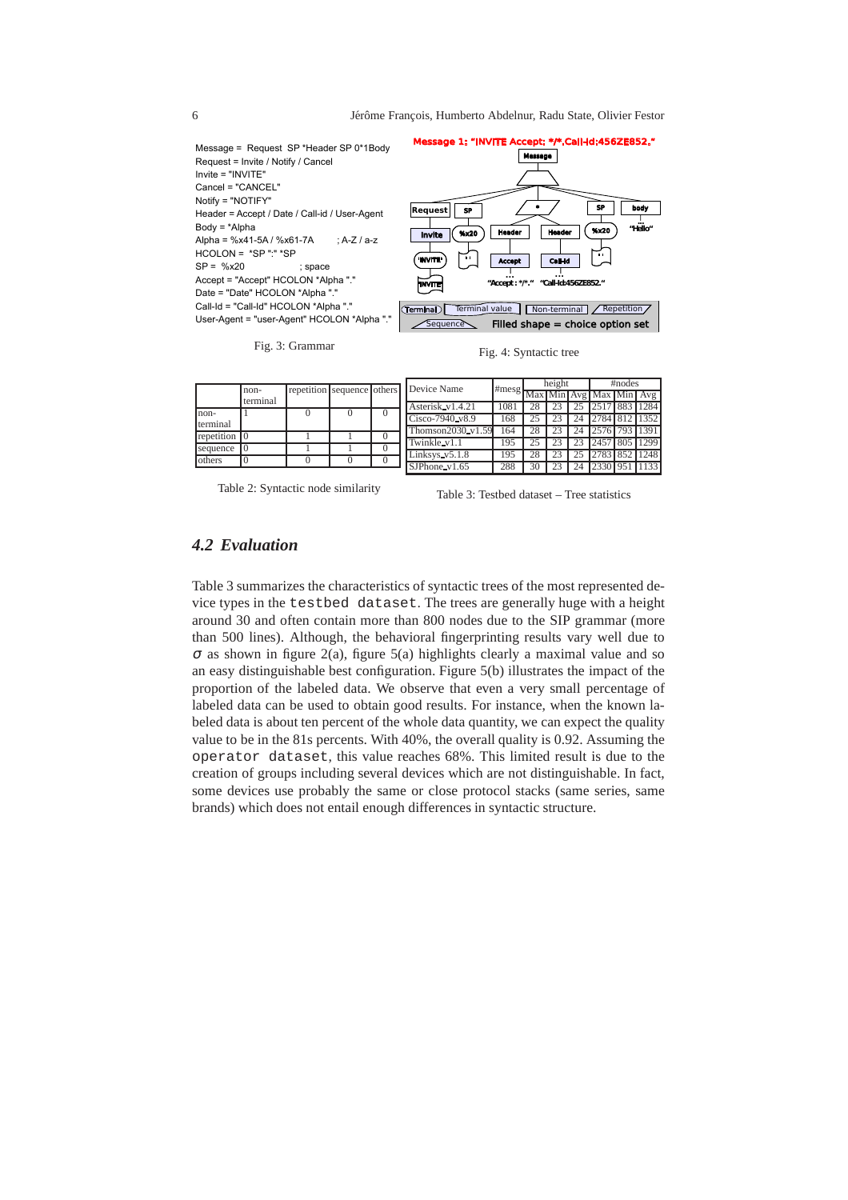```
Message = Request SP *Header SP 0*1Body
Request = Invite / Notify / Cancel
Invite = "INVITE"
Cancel = "CANCEL"
Notify = "NOTIFY"
Header = Accept / Date / Call-id / User-Agent
Body = *Alpha
Alpha = %x41-5A / %x61-7A        ; A-Z / a-z
HCOLON = *SP ":" *SP
SP = %x20                        ; space
Accept = "Accept" HCOLON *Alpha "."
Date = "Date" HCOLON *Alpha "."
Call-Id = "Call-Id" HCOLON *Alpha "."
User-Agent = "user-Agent" HCOLON *Alpha "."
```

Fig. 3: Grammar

Fig. 4: Syntactic tree

| | non-terminal | repetition | sequence | others |
|---|---|---|---|---|
| non-terminal | 1 | 0 | 0 | 0 |
| repetition | 0 | 1 | 1 | 0 |
| sequence | 0 | 1 | 1 | 0 |
| others | 0 | 0 | 0 | 0 |

Table 2: Syntactic node similarity

| Device Name | #mesg | height | | | #nodes | | |
|---|---|---|---|---|---|---|---|
| | | Max | Min | Avg | Max | Min | Avg |
| Asterisk_v1.4.21 | 1081 | 28 | 23 | 25 | 2517 | 883 | 1284 |
| Cisco-7940_v8.9 | 168 | 25 | 23 | 24 | 2784 | 812 | 1352 |
| Thomson2030_v1.59 | 164 | 28 | 23 | 24 | 2576 | 793 | 1391 |
| Twinkle_v1.1 | 195 | 25 | 23 | 23 | 2457 | 805 | 1299 |
| Linksys_v5.1.8 | 195 | 28 | 23 | 25 | 2783 | 852 | 1248 |
| SJPhone_v1.65 | 288 | 30 | 23 | 24 | 2330 | 951 | 1133 |

Table 3: Testbed dataset – Tree statistics

### *4.2 Evaluation*

Table 3 summarizes the characteristics of syntactic trees of the most represented device types in the `testbed dataset`. The trees are generally huge with a height around 30 and often contain more than 800 nodes due to the SIP grammar (more than 500 lines). Although, the behavioral fingerprinting results vary well due to $\sigma$ as shown in figure 2(a), figure 5(a) highlights clearly a maximal value and so an easy distinguishable best configuration. Figure 5(b) illustrates the impact of the proportion of the labeled data. We observe that even a very small percentage of labeled data can be used to obtain good results. For instance, when the known labeled data is about ten percent of the whole data quantity, we can expect the quality value to be in the 81s percents. With 40%, the overall quality is 0.92. Assuming the `operator dataset`, this value reaches 68%. This limited result is due to the creation of groups including several devices which are not distinguishable. In fact, some devices use probably the same or close protocol stacks (same series, same brands) which does not entail enough differences in syntactic structure.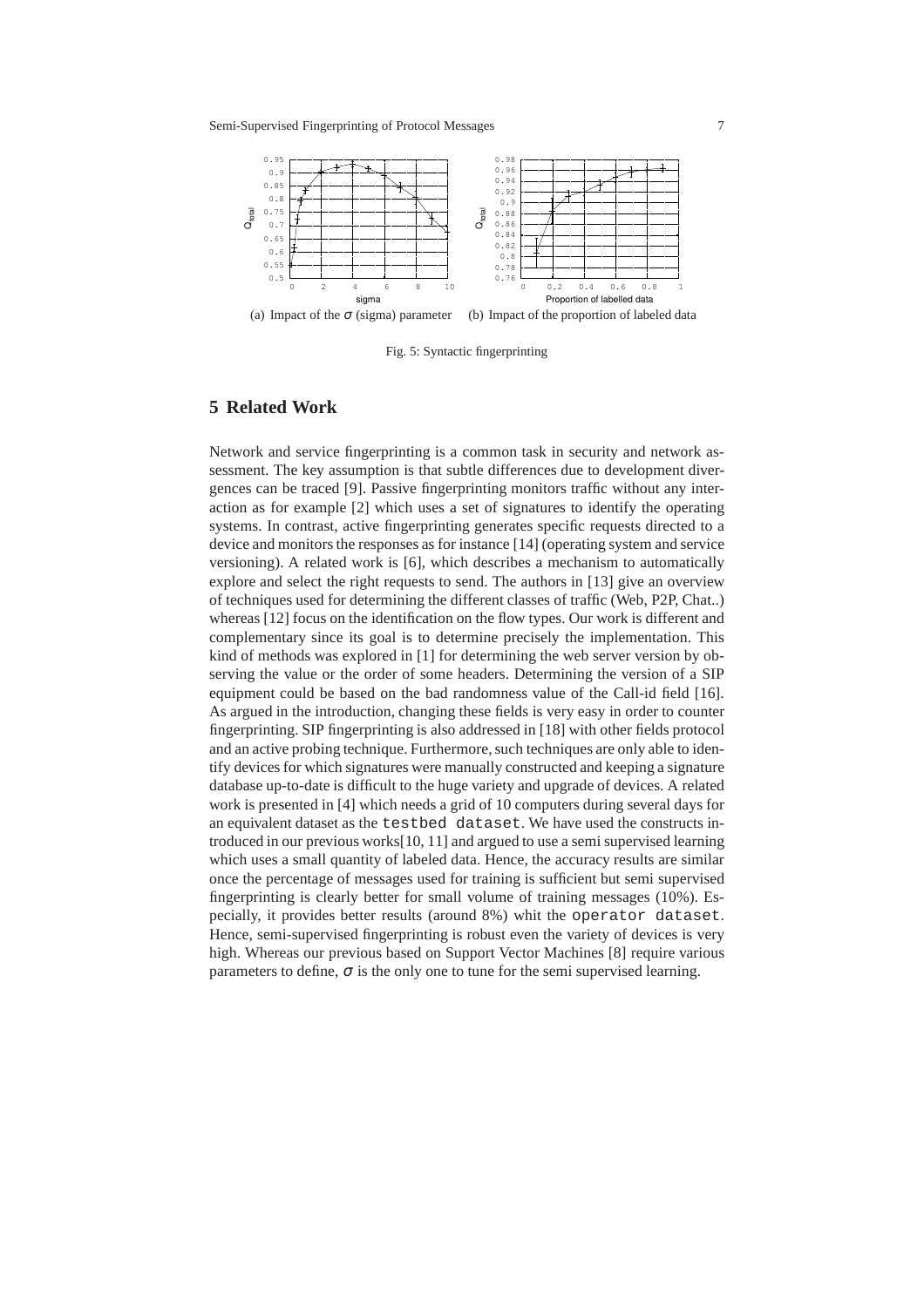(a) Impact of the $\sigma$ (sigma) parameter (b) Impact of the proportion of labeled data

Fig. 5: Syntactic fingerprinting

## 5 Related Work

Network and service fingerprinting is a common task in security and network assessment. The key assumption is that subtle differences due to development divergences can be traced [9]. Passive fingerprinting monitors traffic without any interaction as for example [2] which uses a set of signatures to identify the operating systems. In contrast, active fingerprinting generates specific requests directed to a device and monitors the responses as for instance [14] (operating system and service versioning). A related work is [6], which describes a mechanism to automatically explore and select the right requests to send. The authors in [13] give an overview of techniques used for determining the different classes of traffic (Web, P2P, Chat..) whereas [12] focus on the identification on the flow types. Our work is different and complementary since its goal is to determine precisely the implementation. This kind of methods was explored in [1] for determining the web server version by observing the value or the order of some headers. Determining the version of a SIP equipment could be based on the bad randomness value of the Call-id field [16]. As argued in the introduction, changing these fields is very easy in order to counter fingerprinting. SIP fingerprinting is also addressed in [18] with other fields protocol and an active probing technique. Furthermore, such techniques are only able to identify devices for which signatures were manually constructed and keeping a signature database up-to-date is difficult to the huge variety and upgrade of devices. A related work is presented in [4] which needs a grid of 10 computers during several days for an equivalent dataset as the `testbed dataset`. We have used the constructs introduced in our previous works[10, 11] and argued to use a semi supervised learning which uses a small quantity of labeled data. Hence, the accuracy results are similar once the percentage of messages used for training is sufficient but semi supervised fingerprinting is clearly better for small volume of training messages (10%). Especially, it provides better results (around 8%) whit the `operator dataset`. Hence, semi-supervised fingerprinting is robust even the variety of devices is very high. Whereas our previous based on Support Vector Machines [8] require various parameters to define, $\sigma$ is the only one to tune for the semi supervised learning.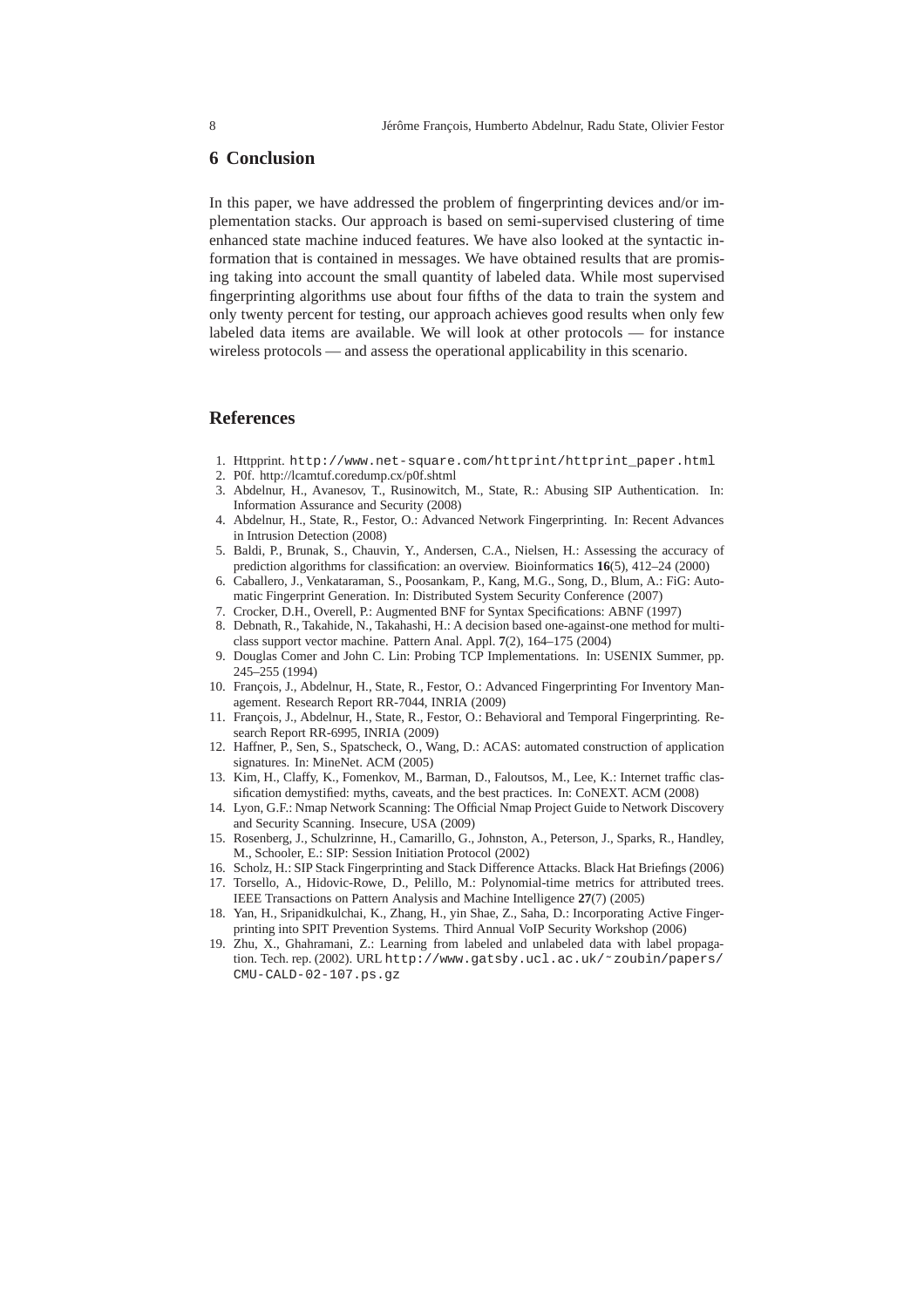## 6 Conclusion

In this paper, we have addressed the problem of fingerprinting devices and/or implementation stacks. Our approach is based on semi-supervised clustering of time enhanced state machine induced features. We have also looked at the syntactic information that is contained in messages. We have obtained results that are promising taking into account the small quantity of labeled data. While most supervised fingerprinting algorithms use about four fifths of the data to train the system and only twenty percent for testing, our approach achieves good results when only few labeled data items are available. We will look at other protocols — for instance wireless protocols — and assess the operational applicability in this scenario.

## References

1. Httpprint. http://www.net-square.com/httprint/httprint_paper.html
2. P0f. http://lcamtuf.coredump.cx/p0f.shtml
3. Abdelnur, H., Avanesov, T., Rusinowitch, M., State, R.: Abusing SIP Authentication. In: Information Assurance and Security (2008)
4. Abdelnur, H., State, R., Festor, O.: Advanced Network Fingerprinting. In: Recent Advances in Intrusion Detection (2008)
5. Baldi, P., Brunak, S., Chauvin, Y., Andersen, C.A., Nielsen, H.: Assessing the accuracy of prediction algorithms for classification: an overview. Bioinformatics **16**(5), 412–24 (2000)
6. Caballero, J., Venkataraman, S., Poosankam, P., Kang, M.G., Song, D., Blum, A.: FiG: Automatic Fingerprint Generation. In: Distributed System Security Conference (2007)
7. Crocker, D.H., Overell, P.: Augmented BNF for Syntax Specifications: ABNF (1997)
8. Debnath, R., Takahide, N., Takahashi, H.: A decision based one-against-one method for multi-class support vector machine. Pattern Anal. Appl. **7**(2), 164–175 (2004)
9. Douglas Comer and John C. Lin: Probing TCP Implementations. In: USENIX Summer, pp. 245–255 (1994)
10. François, J., Abdelnur, H., State, R., Festor, O.: Advanced Fingerprinting For Inventory Management. Research Report RR-7044, INRIA (2009)
11. François, J., Abdelnur, H., State, R., Festor, O.: Behavioral and Temporal Fingerprinting. Research Report RR-6995, INRIA (2009)
12. Haffner, P., Sen, S., Spatscheck, O., Wang, D.: ACAS: automated construction of application signatures. In: MineNet. ACM (2005)
13. Kim, H., Claffy, K., Fomenkov, M., Barman, D., Faloutsos, M., Lee, K.: Internet traffic classification demystified: myths, caveats, and the best practices. In: CoNEXT. ACM (2008)
14. Lyon, G.F.: Nmap Network Scanning: The Official Nmap Project Guide to Network Discovery and Security Scanning. Insecure, USA (2009)
15. Rosenberg, J., Schulzrinne, H., Camarillo, G., Johnston, A., Peterson, J., Sparks, R., Handley, M., Schooler, E.: SIP: Session Initiation Protocol (2002)
16. Scholz, H.: SIP Stack Fingerprinting and Stack Difference Attacks. Black Hat Briefings (2006)
17. Torsello, A., Hidovic-Rowe, D., Pelillo, M.: Polynomial-time metrics for attributed trees. IEEE Transactions on Pattern Analysis and Machine Intelligence **27**(7) (2005)
18. Yan, H., Sripanidkulchai, K., Zhang, H., yin Shae, Z., Saha, D.: Incorporating Active Fingerprinting into SPIT Prevention Systems. Third Annual VoIP Security Workshop (2006)
19. Zhu, X., Ghahramani, Z.: Learning from labeled and unlabeled data with label propagation. Tech. rep. (2002). URL http://www.gatsby.ucl.ac.uk/~zoubin/papers/CMU-CALD-02-107.ps.gz